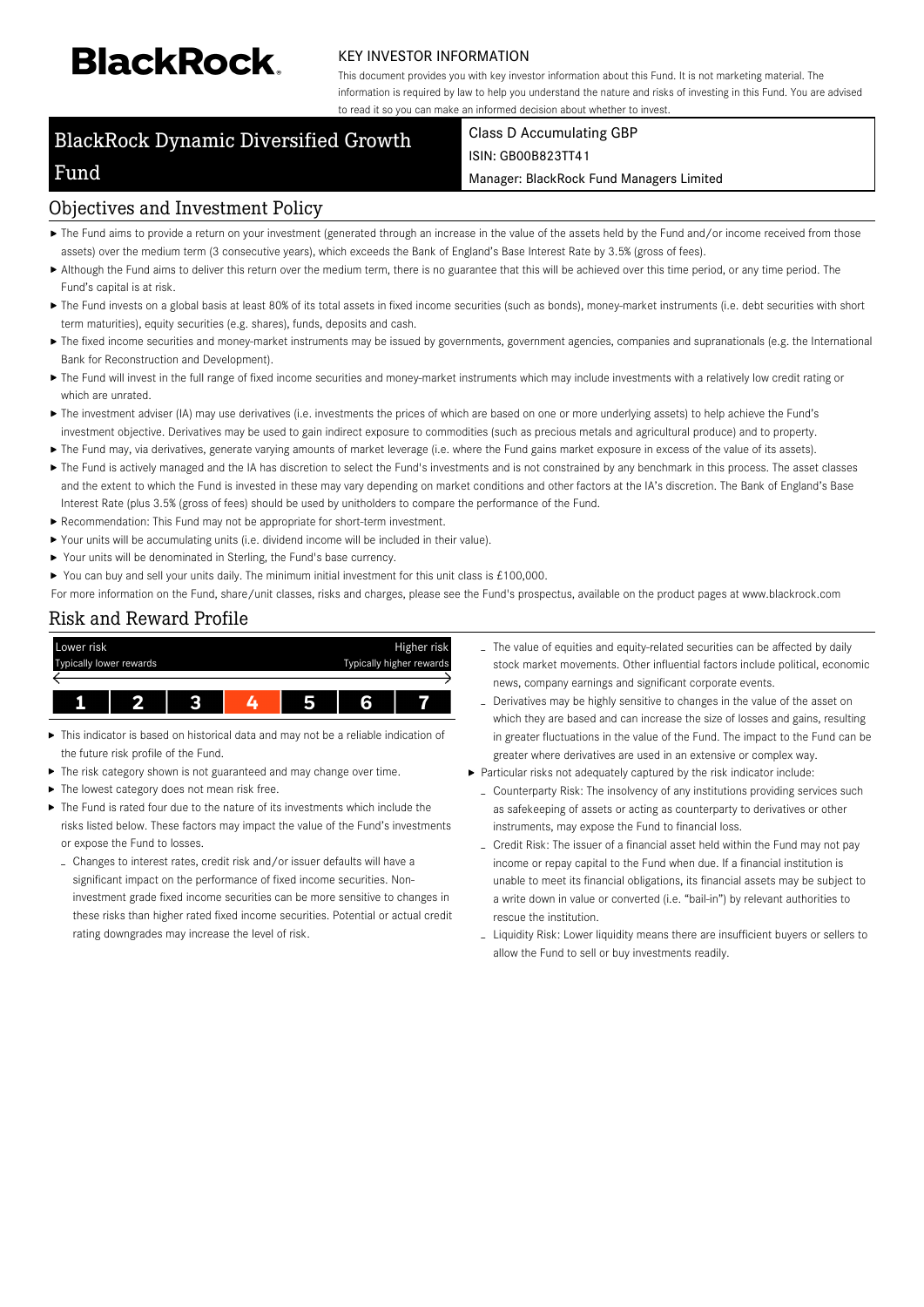BlackRock.

KEY INVESTOR INFORMATION

This document provides you with key investor information about this Fund. It is not marketing material. The information is required by law to help you understand the nature and risks of investing in this Fund. You are advised to read it so you can make an informed decision about whether to invest.

# BlackRock Dynamic Diversified Growth Fund

Class D Accumulating GBP
ISIN: GB00B823TT41
Manager: BlackRock Fund Managers Limited

## Objectives and Investment Policy

- The Fund aims to provide a return on your investment (generated through an increase in the value of the assets held by the Fund and/or income received from those assets) over the medium term (3 consecutive years), which exceeds the Bank of England's Base Interest Rate by 3.5% (gross of fees).
- Although the Fund aims to deliver this return over the medium term, there is no guarantee that this will be achieved over this time period, or any time period. The Fund's capital is at risk.
- The Fund invests on a global basis at least 80% of its total assets in fixed income securities (such as bonds), money-market instruments (i.e. debt securities with short term maturities), equity securities (e.g. shares), funds, deposits and cash.
- The fixed income securities and money-market instruments may be issued by governments, government agencies, companies and supranationals (e.g. the International Bank for Reconstruction and Development).
- The Fund will invest in the full range of fixed income securities and money-market instruments which may include investments with a relatively low credit rating or which are unrated.
- The investment adviser (IA) may use derivatives (i.e. investments the prices of which are based on one or more underlying assets) to help achieve the Fund's investment objective. Derivatives may be used to gain indirect exposure to commodities (such as precious metals and agricultural produce) and to property.
- The Fund may, via derivatives, generate varying amounts of market leverage (i.e. where the Fund gains market exposure in excess of the value of its assets).
- The Fund is actively managed and the IA has discretion to select the Fund's investments and is not constrained by any benchmark in this process. The asset classes and the extent to which the Fund is invested in these may vary depending on market conditions and other factors at the IA's discretion. The Bank of England's Base Interest Rate (plus 3.5% (gross of fees) should be used by unitholders to compare the performance of the Fund.
- Recommendation: This Fund may not be appropriate for short-term investment.
- Your units will be accumulating units (i.e. dividend income will be included in their value).
- Your units will be denominated in Sterling, the Fund's base currency.
- You can buy and sell your units daily. The minimum initial investment for this unit class is £100,000.

For more information on the Fund, share/unit classes, risks and charges, please see the Fund's prospectus, available on the product pages at www.blackrock.com

## Risk and Reward Profile

| Lower risk<br>Typically lower rewards | | | | | | Higher risk<br>Typically higher rewards |
|---|---|---|---|---|---|---|
| 1 | 2 | 3 | **4** | 5 | 6 | 7 |

- This indicator is based on historical data and may not be a reliable indication of the future risk profile of the Fund.
- The risk category shown is not guaranteed and may change over time.
- The lowest category does not mean risk free.
- The Fund is rated four due to the nature of its investments which include the risks listed below. These factors may impact the value of the Fund's investments or expose the Fund to losses.
  - Changes to interest rates, credit risk and/or issuer defaults will have a significant impact on the performance of fixed income securities. Non-investment grade fixed income securities can be more sensitive to changes in these risks than higher rated fixed income securities. Potential or actual credit rating downgrades may increase the level of risk.
  - The value of equities and equity-related securities can be affected by daily stock market movements. Other influential factors include political, economic news, company earnings and significant corporate events.
  - Derivatives may be highly sensitive to changes in the value of the asset on which they are based and can increase the size of losses and gains, resulting in greater fluctuations in the value of the Fund. The impact to the Fund can be greater where derivatives are used in an extensive or complex way.
- Particular risks not adequately captured by the risk indicator include:
  - Counterparty Risk: The insolvency of any institutions providing services such as safekeeping of assets or acting as counterparty to derivatives or other instruments, may expose the Fund to financial loss.
  - Credit Risk: The issuer of a financial asset held within the Fund may not pay income or repay capital to the Fund when due. If a financial institution is unable to meet its financial obligations, its financial assets may be subject to a write down in value or converted (i.e. "bail-in") by relevant authorities to rescue the institution.
  - Liquidity Risk: Lower liquidity means there are insufficient buyers or sellers to allow the Fund to sell or buy investments readily.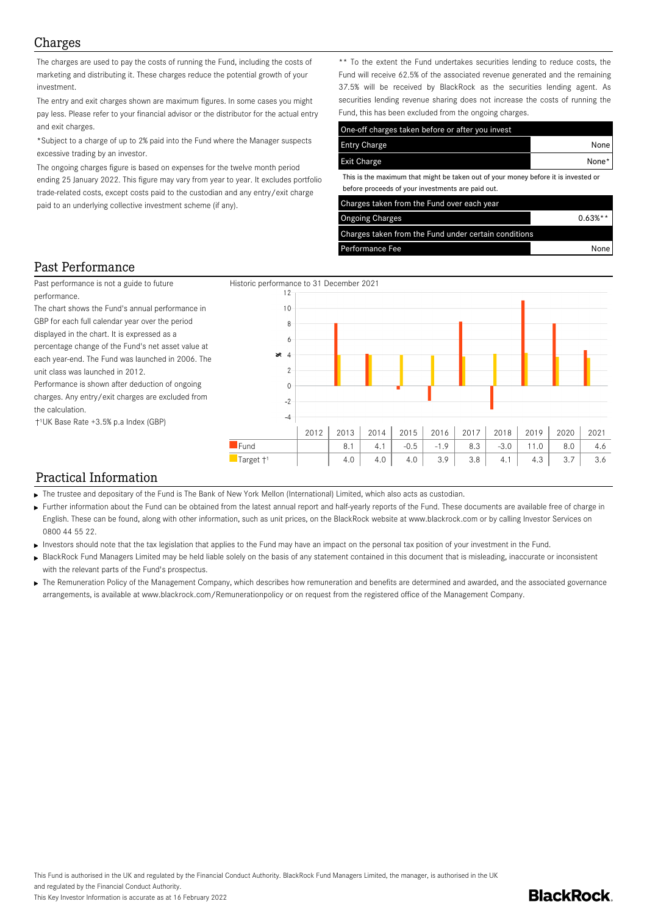## Charges

The charges are used to pay the costs of running the Fund, including the costs of marketing and distributing it. These charges reduce the potential growth of your investment.

The entry and exit charges shown are maximum figures. In some cases you might pay less. Please refer to your financial advisor or the distributor for the actual entry and exit charges.

*Subject to a charge of up to 2% paid into the Fund where the Manager suspects excessive trading by an investor.

The ongoing charges figure is based on expenses for the twelve month period ending 25 January 2022. This figure may vary from year to year. It excludes portfolio trade-related costs, except costs paid to the custodian and any entry/exit charge paid to an underlying collective investment scheme (if any).

** To the extent the Fund undertakes securities lending to reduce costs, the Fund will receive 62.5% of the associated revenue generated and the remaining 37.5% will be received by BlackRock as the securities lending agent. As securities lending revenue sharing does not increase the costs of running the Fund, this has been excluded from the ongoing charges.

| One-off charges taken before or after you invest | |
|---|---|
| Entry Charge | None |
| Exit Charge | None* |

This is the maximum that might be taken out of your money before it is invested or before proceeds of your investments are paid out.

| Charges taken from the Fund over each year | |
|---|---|
| Ongoing Charges | 0.63%** |

| Charges taken from the Fund under certain conditions | |
|---|---|
| Performance Fee | None |

## Past Performance

Past performance is not a guide to future performance.

The chart shows the Fund's annual performance in GBP for each full calendar year over the period displayed in the chart. It is expressed as a percentage change of the Fund's net asset value at each year-end. The Fund was launched in 2006. The unit class was launched in 2012.

Performance is shown after deduction of ongoing charges. Any entry/exit charges are excluded from the calculation.

†[1]UK Base Rate +3.5% p.a Index (GBP)

Historic performance to 31 December 2021

%

12
10
8
6
4
2
0
-2
-4

| | 2012 | 2013 | 2014 | 2015 | 2016 | 2017 | 2018 | 2019 | 2020 | 2021 |
|---|---|---|---|---|---|---|---|---|---|---|
| Fund | | 8.1 | 4.1 | -0.5 | -1.9 | 8.3 | -3.0 | 11.0 | 8.0 | 4.6 |
| Target †[1] | | 4.0 | 4.0 | 4.0 | 3.9 | 3.8 | 4.1 | 4.3 | 3.7 | 3.6 |

## Practical Information

- The trustee and depositary of the Fund is The Bank of New York Mellon (International) Limited, which also acts as custodian.
- Further information about the Fund can be obtained from the latest annual report and half-yearly reports of the Fund. These documents are available free of charge in English. These can be found, along with other information, such as unit prices, on the BlackRock website at www.blackrock.com or by calling Investor Services on 0800 44 55 22.
- Investors should note that the tax legislation that applies to the Fund may have an impact on the personal tax position of your investment in the Fund.
- BlackRock Fund Managers Limited may be held liable solely on the basis of any statement contained in this document that is misleading, inaccurate or inconsistent with the relevant parts of the Fund's prospectus.
- The Remuneration Policy of the Management Company, which describes how remuneration and benefits are determined and awarded, and the associated governance arrangements, is available at www.blackrock.com/Remunerationpolicy or on request from the registered office of the Management Company.

This Fund is authorised in the UK and regulated by the Financial Conduct Authority. BlackRock Fund Managers Limited, the manager, is authorised in the UK and regulated by the Financial Conduct Authority.

This Key Investor Information is accurate as at 16 February 2022

BlackRock.